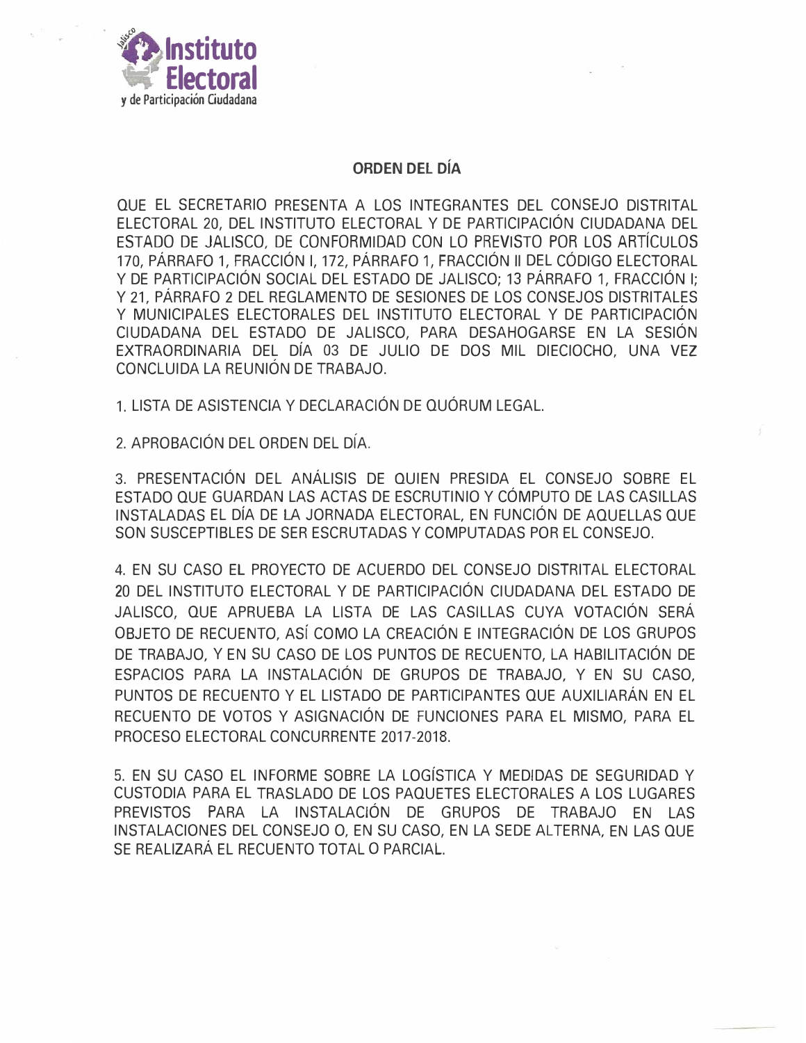Instituto Electoral y de Participación Ciudadana

## ORDEN DEL DÍA

QUE EL SECRETARIO PRESENTA A LOS INTEGRANTES DEL CONSEJO DISTRITAL ELECTORAL 20, DEL INSTITUTO ELECTORAL Y DE PARTICIPACIÓN CIUDADANA DEL ESTADO DE JALISCO, DE CONFORMIDAD CON LO PREVISTO POR LOS ARTÍCULOS 170, PÁRRAFO 1, FRACCIÓN I, 172, PÁRRAFO 1, FRACCIÓN II DEL CÓDIGO ELECTORAL Y DE PARTICIPACIÓN SOCIAL DEL ESTADO DE JALISCO; 13 PÁRRAFO 1, FRACCIÓN I; Y 21, PÁRRAFO 2 DEL REGLAMENTO DE SESIONES DE LOS CONSEJOS DISTRITALES Y MUNICIPALES ELECTORALES DEL INSTITUTO ELECTORAL Y DE PARTICIPACIÓN CIUDADANA DEL ESTADO DE JALISCO, PARA DESAHOGARSE EN LA SESIÓN EXTRAORDINARIA DEL DÍA 03 DE JULIO DE DOS MIL DIECIOCHO, UNA VEZ CONCLUIDA LA REUNIÓN DE TRABAJO.

1. LISTA DE ASISTENCIA Y DECLARACIÓN DE QUÓRUM LEGAL.

2. APROBACIÓN DEL ORDEN DEL DÍA.

3. PRESENTACIÓN DEL ANÁLISIS DE QUIEN PRESIDA EL CONSEJO SOBRE EL ESTADO QUE GUARDAN LAS ACTAS DE ESCRUTINIO Y CÓMPUTO DE LAS CASILLAS INSTALADAS EL DÍA DE LA JORNADA ELECTORAL, EN FUNCIÓN DE AQUELLAS QUE SON SUSCEPTIBLES DE SER ESCRUTADAS Y COMPUTADAS POR EL CONSEJO.

4. EN SU CASO EL PROYECTO DE ACUERDO DEL CONSEJO DISTRITAL ELECTORAL 20 DEL INSTITUTO ELECTORAL Y DE PARTICIPACIÓN CIUDADANA DEL ESTADO DE JALISCO, QUE APRUEBA LA LISTA DE LAS CASILLAS CUYA VOTACIÓN SERÁ OBJETO DE RECUENTO, ASÍ COMO LA CREACIÓN E INTEGRACIÓN DE LOS GRUPOS DE TRABAJO, Y EN SU CASO DE LOS PUNTOS DE RECUENTO, LA HABILITACIÓN DE ESPACIOS PARA LA INSTALACIÓN DE GRUPOS DE TRABAJO, Y EN SU CASO, PUNTOS DE RECUENTO Y EL LISTADO DE PARTICIPANTES QUE AUXILIARÁN EN EL RECUENTO DE VOTOS Y ASIGNACIÓN DE FUNCIONES PARA EL MISMO, PARA EL PROCESO ELECTORAL CONCURRENTE 2017-2018.

5. EN SU CASO EL INFORME SOBRE LA LOGÍSTICA Y MEDIDAS DE SEGURIDAD Y CUSTODIA PARA EL TRASLADO DE LOS PAQUETES ELECTORALES A LOS LUGARES PREVISTOS PARA LA INSTALACIÓN DE GRUPOS DE TRABAJO EN LAS INSTALACIONES DEL CONSEJO O, EN SU CASO, EN LA SEDE ALTERNA, EN LAS QUE SE REALIZARÁ EL RECUENTO TOTAL O PARCIAL.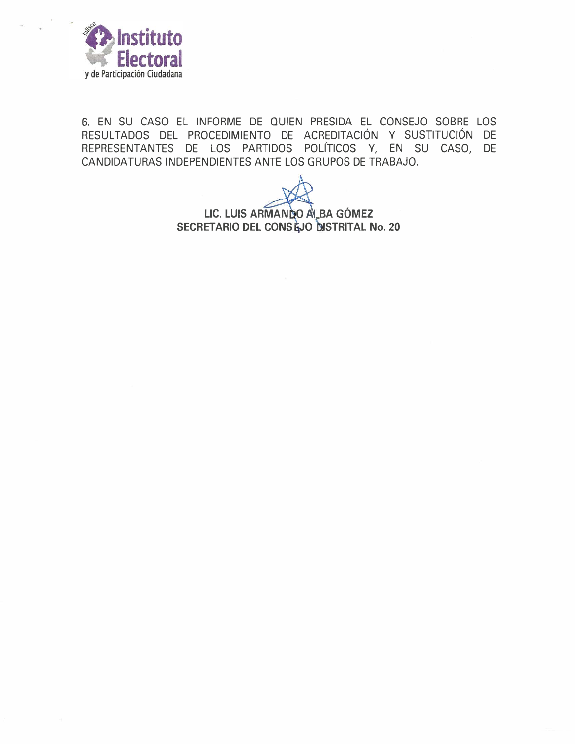6. EN SU CASO EL INFORME DE QUIEN PRESIDA EL CONSEJO SOBRE LOS RESULTADOS DEL PROCEDIMIENTO DE ACREDITACIÓN Y SUSTITUCIÓN DE REPRESENTANTES DE LOS PARTIDOS POLÍTICOS Y, EN SU CASO, DE CANDIDATURAS INDEPENDIENTES ANTE LOS GRUPOS DE TRABAJO.

**LIC. LUIS ARMANDO ALBA GÓMEZ**
**SECRETARIO DEL CONSEJO DISTRITAL No. 20**